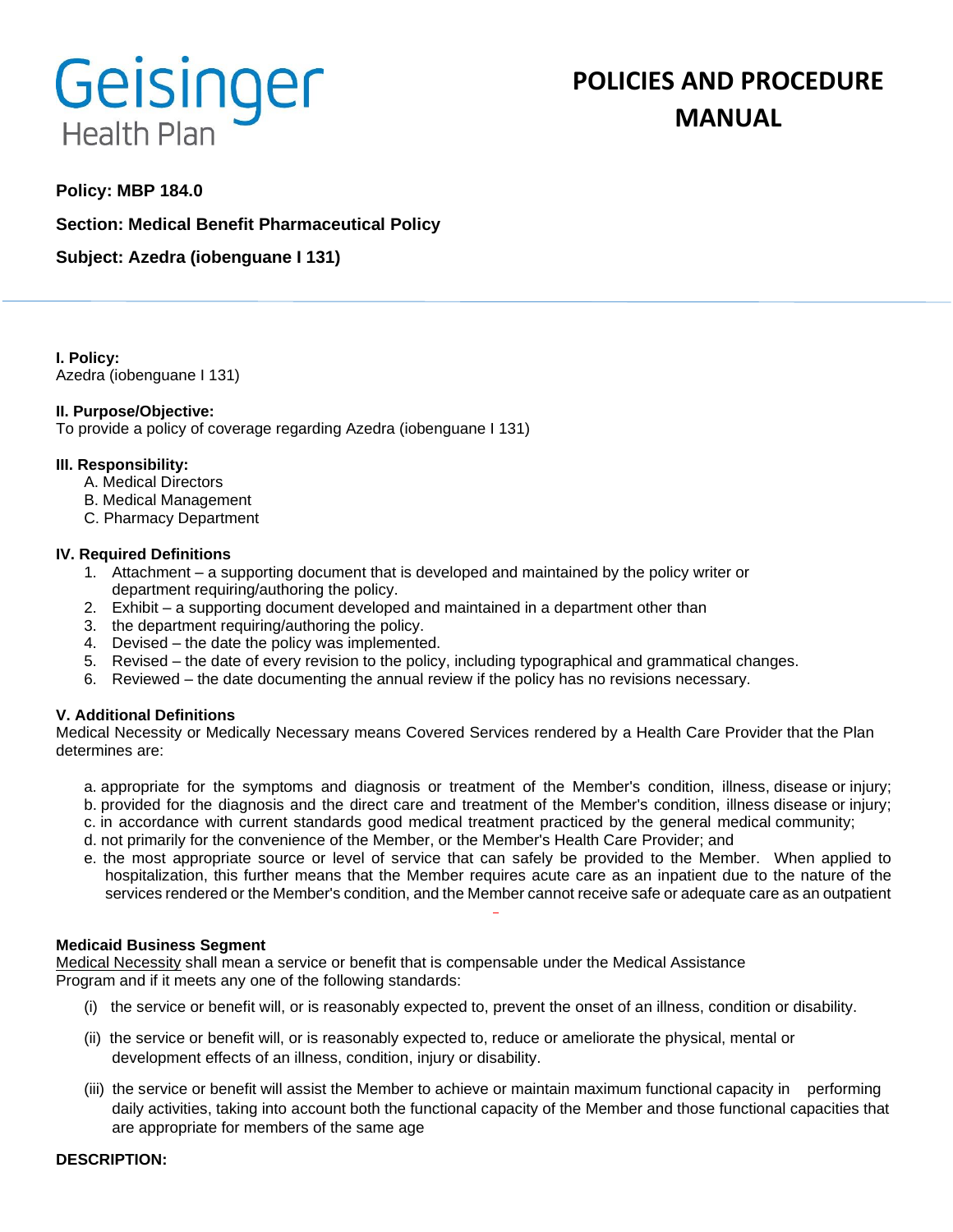# Geisinger Health Plan

# POLICIES AND PROCEDURE MANUAL

**Policy: MBP 184.0**

**Section: Medical Benefit Pharmaceutical Policy**

**Subject: Azedra (iobenguane I 131)**

**I. Policy:**
Azedra (iobenguane I 131)

**II. Purpose/Objective:**
To provide a policy of coverage regarding Azedra (iobenguane I 131)

**III. Responsibility:**

A. Medical Directors
B. Medical Management
C. Pharmacy Department

**IV. Required Definitions**

1. Attachment – a supporting document that is developed and maintained by the policy writer or department requiring/authoring the policy.
2. Exhibit – a supporting document developed and maintained in a department other than
3. the department requiring/authoring the policy.
4. Devised – the date the policy was implemented.
5. Revised – the date of every revision to the policy, including typographical and grammatical changes.
6. Reviewed – the date documenting the annual review if the policy has no revisions necessary.

**V. Additional Definitions**

Medical Necessity or Medically Necessary means Covered Services rendered by a Health Care Provider that the Plan determines are:

a. appropriate for the symptoms and diagnosis or treatment of the Member's condition, illness, disease or injury;
b. provided for the diagnosis and the direct care and treatment of the Member's condition, illness disease or injury;
c. in accordance with current standards good medical treatment practiced by the general medical community;
d. not primarily for the convenience of the Member, or the Member's Health Care Provider; and
e. the most appropriate source or level of service that can safely be provided to the Member. When applied to hospitalization, this further means that the Member requires acute care as an inpatient due to the nature of the services rendered or the Member's condition, and the Member cannot receive safe or adequate care as an outpatient

**Medicaid Business Segment**

Medical Necessity shall mean a service or benefit that is compensable under the Medical Assistance Program and if it meets any one of the following standards:

(i) the service or benefit will, or is reasonably expected to, prevent the onset of an illness, condition or disability.

(ii) the service or benefit will, or is reasonably expected to, reduce or ameliorate the physical, mental or development effects of an illness, condition, injury or disability.

(iii) the service or benefit will assist the Member to achieve or maintain maximum functional capacity in performing daily activities, taking into account both the functional capacity of the Member and those functional capacities that are appropriate for members of the same age

**DESCRIPTION:**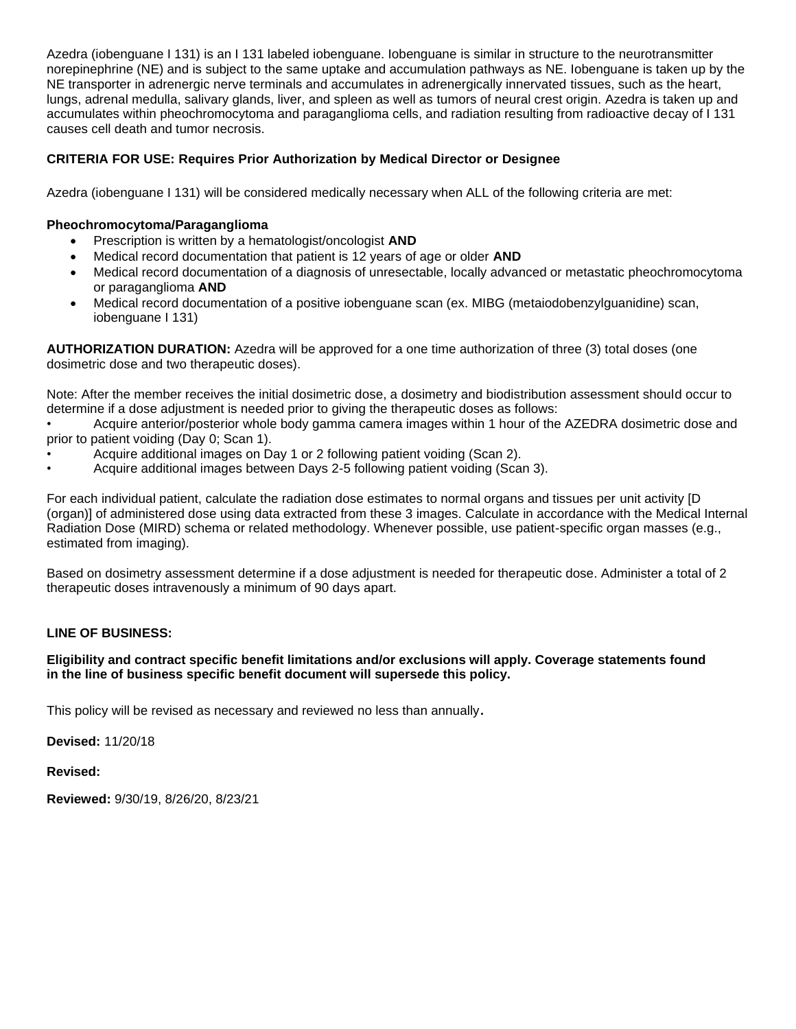Azedra (iobenguane I 131) is an I 131 labeled iobenguane. Iobenguane is similar in structure to the neurotransmitter norepinephrine (NE) and is subject to the same uptake and accumulation pathways as NE. Iobenguane is taken up by the NE transporter in adrenergic nerve terminals and accumulates in adrenergically innervated tissues, such as the heart, lungs, adrenal medulla, salivary glands, liver, and spleen as well as tumors of neural crest origin. Azedra is taken up and accumulates within pheochromocytoma and paraganglioma cells, and radiation resulting from radioactive decay of I 131 causes cell death and tumor necrosis.

**CRITERIA FOR USE: Requires Prior Authorization by Medical Director or Designee**

Azedra (iobenguane I 131) will be considered medically necessary when ALL of the following criteria are met:

**Pheochromocytoma/Paraganglioma**

- Prescription is written by a hematologist/oncologist **AND**
- Medical record documentation that patient is 12 years of age or older **AND**
- Medical record documentation of a diagnosis of unresectable, locally advanced or metastatic pheochromocytoma or paraganglioma **AND**
- Medical record documentation of a positive iobenguane scan (ex. MIBG (metaiodobenzylguanidine) scan, iobenguane I 131)

**AUTHORIZATION DURATION:** Azedra will be approved for a one time authorization of three (3) total doses (one dosimetric dose and two therapeutic doses).

Note: After the member receives the initial dosimetric dose, a dosimetry and biodistribution assessment should occur to determine if a dose adjustment is needed prior to giving the therapeutic doses as follows:

- Acquire anterior/posterior whole body gamma camera images within 1 hour of the AZEDRA dosimetric dose and prior to patient voiding (Day 0; Scan 1).
- Acquire additional images on Day 1 or 2 following patient voiding (Scan 2).
- Acquire additional images between Days 2-5 following patient voiding (Scan 3).

For each individual patient, calculate the radiation dose estimates to normal organs and tissues per unit activity [D (organ)] of administered dose using data extracted from these 3 images. Calculate in accordance with the Medical Internal Radiation Dose (MIRD) schema or related methodology. Whenever possible, use patient-specific organ masses (e.g., estimated from imaging).

Based on dosimetry assessment determine if a dose adjustment is needed for therapeutic dose. Administer a total of 2 therapeutic doses intravenously a minimum of 90 days apart.

**LINE OF BUSINESS:**

**Eligibility and contract specific benefit limitations and/or exclusions will apply. Coverage statements found in the line of business specific benefit document will supersede this policy.**

This policy will be revised as necessary and reviewed no less than annually.

**Devised:** 11/20/18

**Revised:**

**Reviewed:** 9/30/19, 8/26/20, 8/23/21